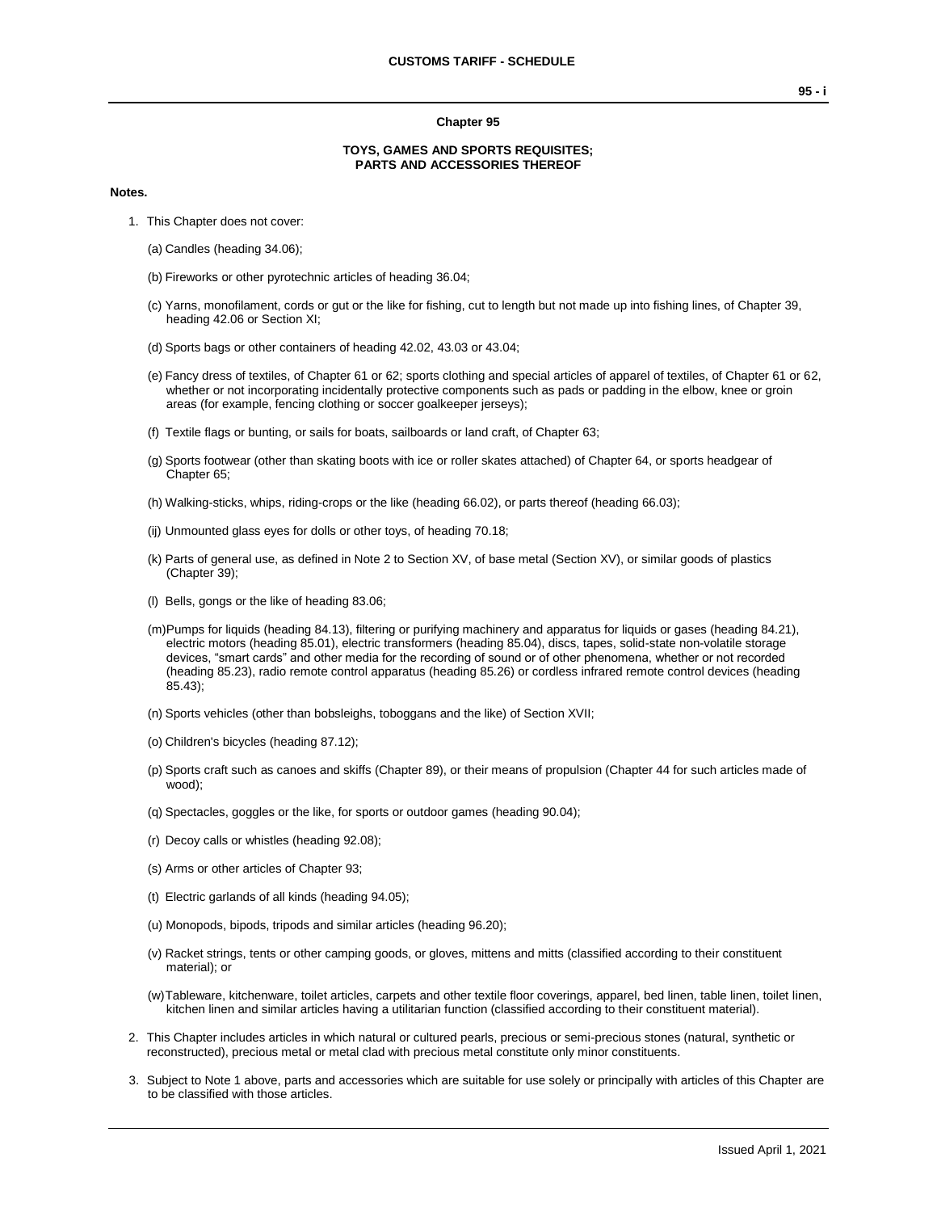# Chapter 95

## TOYS, GAMES AND SPORTS REQUISITES; PARTS AND ACCESSORIES THEREOF

**Notes.**

1. This Chapter does not cover:

   (a) Candles (heading 34.06);

   (b) Fireworks or other pyrotechnic articles of heading 36.04;

   (c) Yarns, monofilament, cords or gut or the like for fishing, cut to length but not made up into fishing lines, of Chapter 39, heading 42.06 or Section XI;

   (d) Sports bags or other containers of heading 42.02, 43.03 or 43.04;

   (e) Fancy dress of textiles, of Chapter 61 or 62; sports clothing and special articles of apparel of textiles, of Chapter 61 or 62, whether or not incorporating incidentally protective components such as pads or padding in the elbow, knee or groin areas (for example, fencing clothing or soccer goalkeeper jerseys);

   (f) Textile flags or bunting, or sails for boats, sailboards or land craft, of Chapter 63;

   (g) Sports footwear (other than skating boots with ice or roller skates attached) of Chapter 64, or sports headgear of Chapter 65;

   (h) Walking-sticks, whips, riding-crops or the like (heading 66.02), or parts thereof (heading 66.03);

   (ij) Unmounted glass eyes for dolls or other toys, of heading 70.18;

   (k) Parts of general use, as defined in Note 2 to Section XV, of base metal (Section XV), or similar goods of plastics (Chapter 39);

   (l) Bells, gongs or the like of heading 83.06;

   (m) Pumps for liquids (heading 84.13), filtering or purifying machinery and apparatus for liquids or gases (heading 84.21), electric motors (heading 85.01), electric transformers (heading 85.04), discs, tapes, solid-state non-volatile storage devices, "smart cards" and other media for the recording of sound or of other phenomena, whether or not recorded (heading 85.23), radio remote control apparatus (heading 85.26) or cordless infrared remote control devices (heading 85.43);

   (n) Sports vehicles (other than bobsleighs, toboggans and the like) of Section XVII;

   (o) Children's bicycles (heading 87.12);

   (p) Sports craft such as canoes and skiffs (Chapter 89), or their means of propulsion (Chapter 44 for such articles made of wood);

   (q) Spectacles, goggles or the like, for sports or outdoor games (heading 90.04);

   (r) Decoy calls or whistles (heading 92.08);

   (s) Arms or other articles of Chapter 93;

   (t) Electric garlands of all kinds (heading 94.05);

   (u) Monopods, bipods, tripods and similar articles (heading 96.20);

   (v) Racket strings, tents or other camping goods, or gloves, mittens and mitts (classified according to their constituent material); or

   (w) Tableware, kitchenware, toilet articles, carpets and other textile floor coverings, apparel, bed linen, table linen, toilet linen, kitchen linen and similar articles having a utilitarian function (classified according to their constituent material).

2. This Chapter includes articles in which natural or cultured pearls, precious or semi-precious stones (natural, synthetic or reconstructed), precious metal or metal clad with precious metal constitute only minor constituents.

3. Subject to Note 1 above, parts and accessories which are suitable for use solely or principally with articles of this Chapter are to be classified with those articles.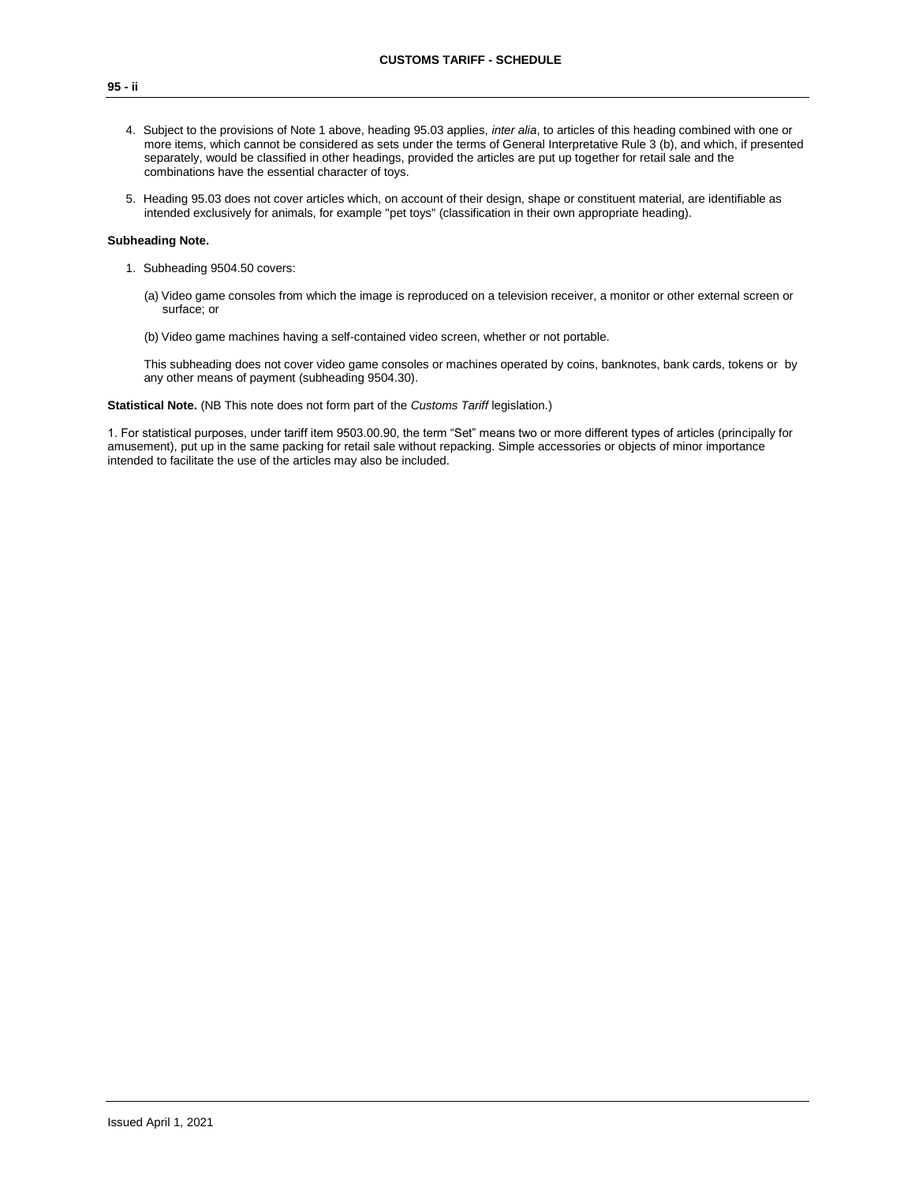4. Subject to the provisions of Note 1 above, heading 95.03 applies, *inter alia*, to articles of this heading combined with one or more items, which cannot be considered as sets under the terms of General Interpretative Rule 3 (b), and which, if presented separately, would be classified in other headings, provided the articles are put up together for retail sale and the combinations have the essential character of toys.

5. Heading 95.03 does not cover articles which, on account of their design, shape or constituent material, are identifiable as intended exclusively for animals, for example "pet toys" (classification in their own appropriate heading).

**Subheading Note.**

1. Subheading 9504.50 covers:

   (a) Video game consoles from which the image is reproduced on a television receiver, a monitor or other external screen or surface; or

   (b) Video game machines having a self-contained video screen, whether or not portable.

   This subheading does not cover video game consoles or machines operated by coins, banknotes, bank cards, tokens or by any other means of payment (subheading 9504.30).

**Statistical Note.** (NB This note does not form part of the *Customs Tariff* legislation.)

1. For statistical purposes, under tariff item 9503.00.90, the term "Set" means two or more different types of articles (principally for amusement), put up in the same packing for retail sale without repacking. Simple accessories or objects of minor importance intended to facilitate the use of the articles may also be included.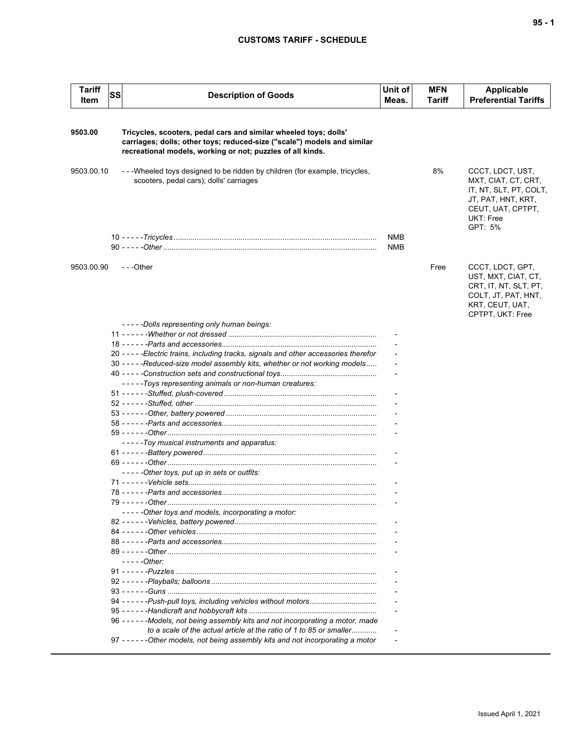## CUSTOMS TARIFF - SCHEDULE

| Tariff Item | SS | Description of Goods | Unit of Meas. | MFN Tariff | Applicable Preferential Tariffs |
|---|---|---|---|---|---|
| **9503.00** | | **Tricycles, scooters, pedal cars and similar wheeled toys; dolls' carriages; dolls; other toys; reduced-size ("scale") models and similar recreational models, working or not; puzzles of all kinds.** | | | |
| 9503.00.10 | | - - -Wheeled toys designed to be ridden by children (for example, tricycles, scooters, pedal cars); dolls' carriages | | 8% | CCCT, LDCT, UST, MXT, CIAT, CT, CRT, IT, NT, SLT, PT, COLT, JT, PAT, HNT, KRT, CEUT, UAT, CPTPT, UKT: Free<br>GPT: 5% |
| | | 10 - - - - -*Tricycles* | NMB | | |
| | | 90 - - - - -*Other* | NMB | | |
| 9503.00.90 | | - - -Other | | Free | CCCT, LDCT, GPT, UST, MXT, CIAT, CT, CRT, IT, NT, SLT, PT, COLT, JT, PAT, HNT, KRT, CEUT, UAT, CPTPT, UKT: Free |
| | | - - - - -*Dolls representing only human beings:* | | | |
| | | 11 - - - - - -*Whether or not dressed* | - | | |
| | | 18 - - - - - -*Parts and accessories* | - | | |
| | | 20 - - - - -*Electric trains, including tracks, signals and other accessories therefor* | - | | |
| | | 30 - - - - -*Reduced-size model assembly kits, whether or not working models* | - | | |
| | | 40 - - - - -*Construction sets and constructional toys* | - | | |
| | | - - - - -*Toys representing animals or non-human creatures:* | | | |
| | | 51 - - - - - -*Stuffed, plush-covered* | - | | |
| | | 52 - - - - - -*Stuffed, other* | - | | |
| | | 53 - - - - - -*Other, battery powered* | - | | |
| | | 58 - - - - - -*Parts and accessories* | - | | |
| | | 59 - - - - - -*Other* | - | | |
| | | - - - - -*Toy musical instruments and apparatus:* | | | |
| | | 61 - - - - - -*Battery powered* | - | | |
| | | 69 - - - - - -*Other* | - | | |
| | | - - - - -*Other toys, put up in sets or outfits:* | | | |
| | | 71 - - - - - -*Vehicle sets* | - | | |
| | | 78 - - - - - -*Parts and accessories* | - | | |
| | | 79 - - - - - -*Other* | - | | |
| | | - - - - -*Other toys and models, incorporating a motor:* | | | |
| | | 82 - - - - - -*Vehicles, battery powered* | - | | |
| | | 84 - - - - - -*Other vehicles* | - | | |
| | | 88 - - - - - -*Parts and accessories* | - | | |
| | | 89 - - - - - -*Other* | - | | |
| | | - - - - -*Other:* | | | |
| | | 91 - - - - - -*Puzzles* | - | | |
| | | 92 - - - - - -*Playballs; balloons* | - | | |
| | | 93 - - - - - -*Guns* | - | | |
| | | 94 - - - - - -*Push-pull toys, including vehicles without motors* | - | | |
| | | 95 - - - - - -*Handicraft and hobbycraft kits* | - | | |
| | | 96 - - - - - -*Models, not being assembly kits and not incorporating a motor, made to a scale of the actual article at the ratio of 1 to 85 or smaller* | - | | |
| | | 97 - - - - - -*Other models, not being assembly kits and not incorporating a motor* | - | | |

Issued April 1, 2021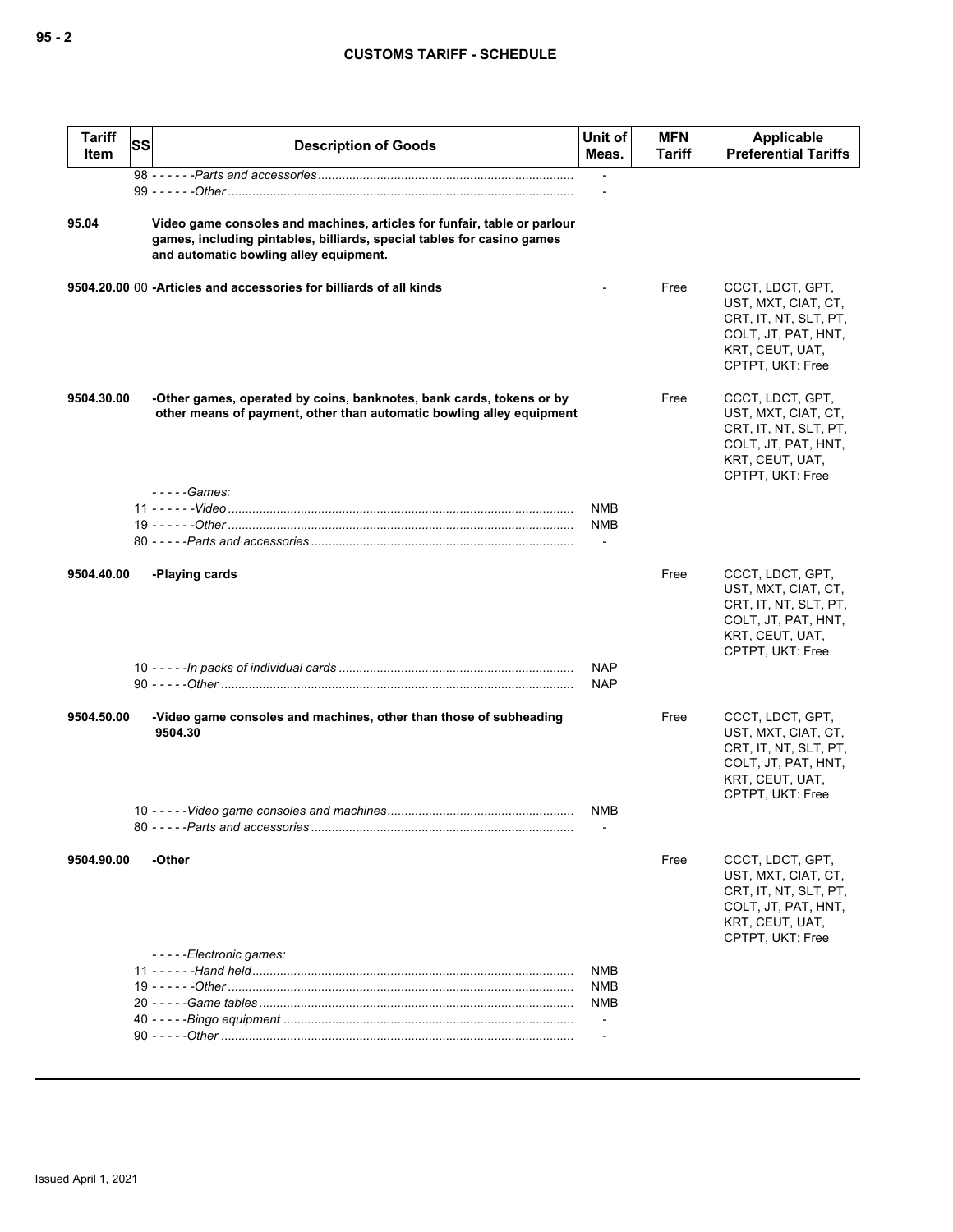| Tariff Item | SS | Description of Goods | Unit of Meas. | MFN Tariff | Applicable Preferential Tariffs |
|---|---|---|---|---|---|
| | 98 | - - - - - -*Parts and accessories* | - | | |
| | 99 | - - - - - -*Other* | - | | |
| **95.04** | | **Video game consoles and machines, articles for funfair, table or parlour games, including pintables, billiards, special tables for casino games and automatic bowling alley equipment.** | | | |
| **9504.20.00** | 00 | **-Articles and accessories for billiards of all kinds** | - | Free | CCCT, LDCT, GPT, UST, MXT, CIAT, CT, CRT, IT, NT, SLT, PT, COLT, JT, PAT, HNT, KRT, CEUT, UAT, CPTPT, UKT: Free |
| **9504.30.00** | | **-Other games, operated by coins, banknotes, bank cards, tokens or by other means of payment, other than automatic bowling alley equipment** | | Free | CCCT, LDCT, GPT, UST, MXT, CIAT, CT, CRT, IT, NT, SLT, PT, COLT, JT, PAT, HNT, KRT, CEUT, UAT, CPTPT, UKT: Free |
| | | - - - - -*Games:* | | | |
| | 11 | - - - - - -*Video* | NMB | | |
| | 19 | - - - - - -*Other* | NMB | | |
| | 80 | - - - - -*Parts and accessories* | - | | |
| **9504.40.00** | | **-Playing cards** | | Free | CCCT, LDCT, GPT, UST, MXT, CIAT, CT, CRT, IT, NT, SLT, PT, COLT, JT, PAT, HNT, KRT, CEUT, UAT, CPTPT, UKT: Free |
| | 10 | - - - - -*In packs of individual cards* | NAP | | |
| | 90 | - - - - -*Other* | NAP | | |
| **9504.50.00** | | **-Video game consoles and machines, other than those of subheading 9504.30** | | Free | CCCT, LDCT, GPT, UST, MXT, CIAT, CT, CRT, IT, NT, SLT, PT, COLT, JT, PAT, HNT, KRT, CEUT, UAT, CPTPT, UKT: Free |
| | 10 | - - - - -*Video game consoles and machines* | NMB | | |
| | 80 | - - - - -*Parts and accessories* | - | | |
| **9504.90.00** | | **-Other** | | Free | CCCT, LDCT, GPT, UST, MXT, CIAT, CT, CRT, IT, NT, SLT, PT, COLT, JT, PAT, HNT, KRT, CEUT, UAT, CPTPT, UKT: Free |
| | | - - - - -*Electronic games:* | | | |
| | 11 | - - - - - -*Hand held* | NMB | | |
| | 19 | - - - - - -*Other* | NMB | | |
| | 20 | - - - - -*Game tables* | NMB | | |
| | 40 | - - - - -*Bingo equipment* | - | | |
| | 90 | - - - - -*Other* | - | | |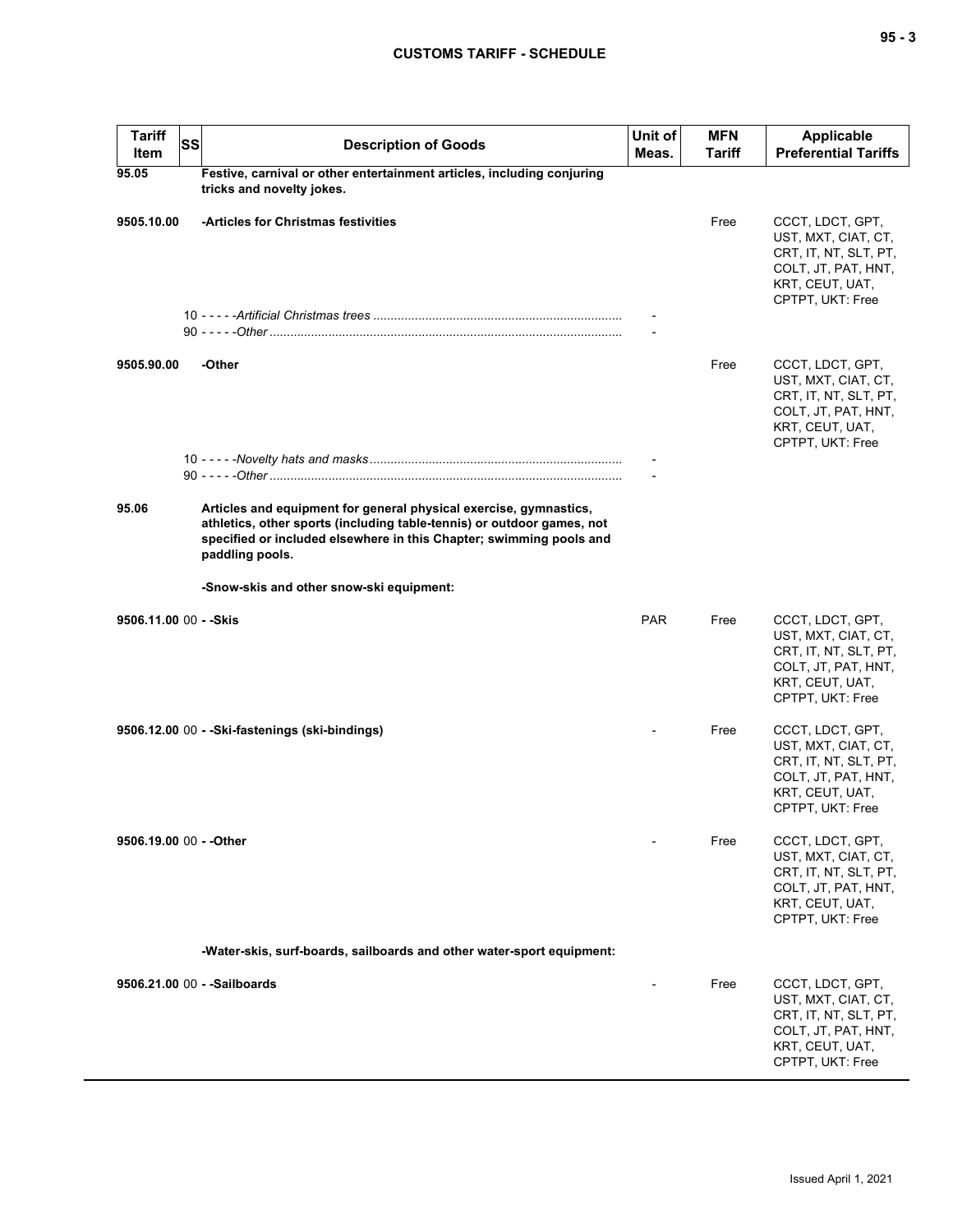| Tariff Item | SS | Description of Goods | Unit of Meas. | MFN Tariff | Applicable Preferential Tariffs |
|---|---|---|---|---|---|
| 95.05 | | **Festive, carnival or other entertainment articles, including conjuring tricks and novelty jokes.** | | | |
| 9505.10.00 | | **-Articles for Christmas festivities** | | Free | CCCT, LDCT, GPT, UST, MXT, CIAT, CT, CRT, IT, NT, SLT, PT, COLT, JT, PAT, HNT, KRT, CEUT, UAT, CPTPT, UKT: Free |
| | 10 | - - - - -*Artificial Christmas trees* | - | | |
| | 90 | - - - - -*Other* | - | | |
| 9505.90.00 | | **-Other** | | Free | CCCT, LDCT, GPT, UST, MXT, CIAT, CT, CRT, IT, NT, SLT, PT, COLT, JT, PAT, HNT, KRT, CEUT, UAT, CPTPT, UKT: Free |
| | 10 | - - - - -*Novelty hats and masks* | - | | |
| | 90 | - - - - -*Other* | - | | |
| 95.06 | | **Articles and equipment for general physical exercise, gymnastics, athletics, other sports (including table-tennis) or outdoor games, not specified or included elsewhere in this Chapter; swimming pools and paddling pools.** | | | |
| | | **-Snow-skis and other snow-ski equipment:** | | | |
| 9506.11.00 | 00 | **- -Skis** | PAR | Free | CCCT, LDCT, GPT, UST, MXT, CIAT, CT, CRT, IT, NT, SLT, PT, COLT, JT, PAT, HNT, KRT, CEUT, UAT, CPTPT, UKT: Free |
| 9506.12.00 | 00 | **- -Ski-fastenings (ski-bindings)** | - | Free | CCCT, LDCT, GPT, UST, MXT, CIAT, CT, CRT, IT, NT, SLT, PT, COLT, JT, PAT, HNT, KRT, CEUT, UAT, CPTPT, UKT: Free |
| 9506.19.00 | 00 | **- -Other** | - | Free | CCCT, LDCT, GPT, UST, MXT, CIAT, CT, CRT, IT, NT, SLT, PT, COLT, JT, PAT, HNT, KRT, CEUT, UAT, CPTPT, UKT: Free |
| | | **-Water-skis, surf-boards, sailboards and other water-sport equipment:** | | | |
| 9506.21.00 | 00 | **- -Sailboards** | - | Free | CCCT, LDCT, GPT, UST, MXT, CIAT, CT, CRT, IT, NT, SLT, PT, COLT, JT, PAT, HNT, KRT, CEUT, UAT, CPTPT, UKT: Free |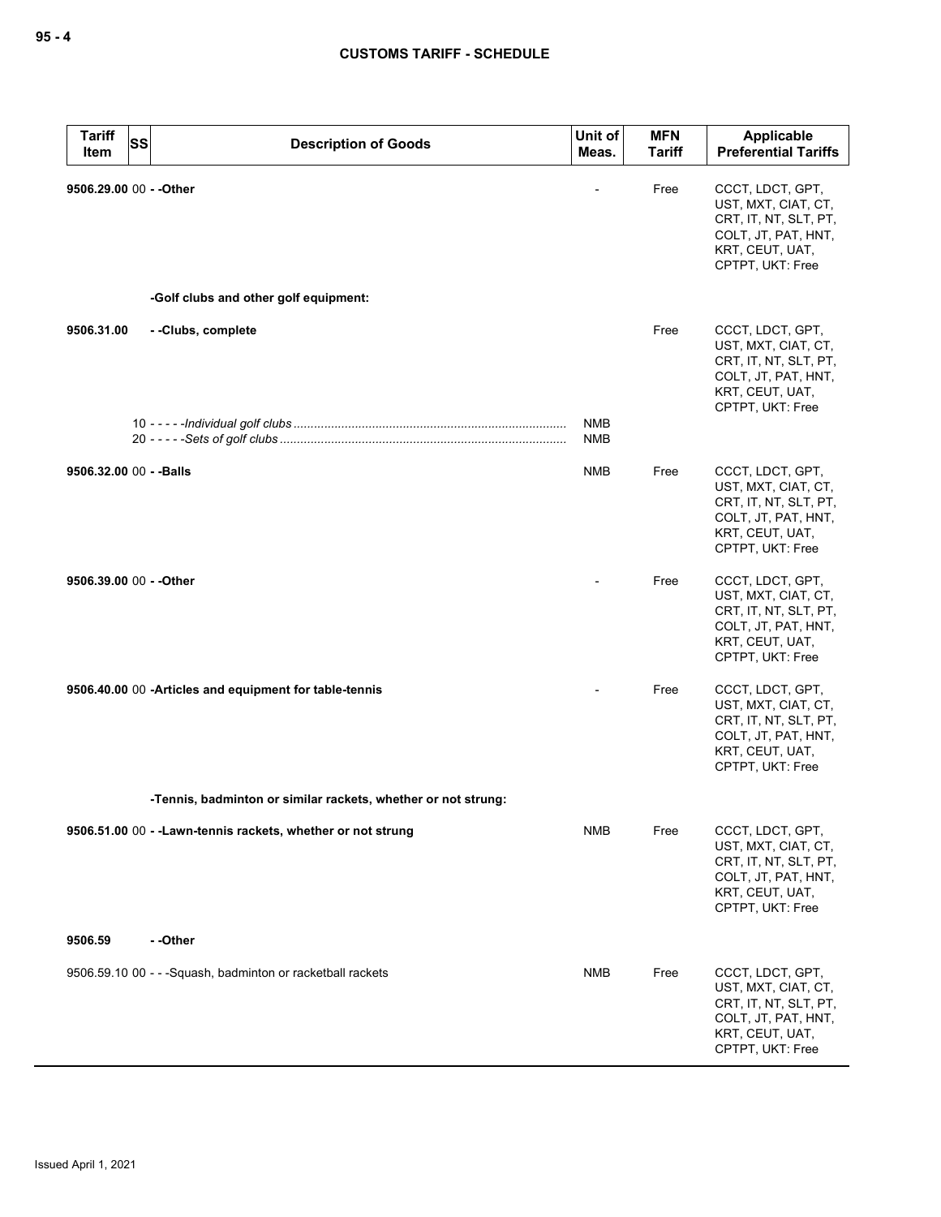| Tariff Item | SS | Description of Goods | Unit of Meas. | MFN Tariff | Applicable Preferential Tariffs |
|---|---|---|---|---|---|
| **9506.29.00** | 00 | **- -Other** | - | Free | CCCT, LDCT, GPT, UST, MXT, CIAT, CT, CRT, IT, NT, SLT, PT, COLT, JT, PAT, HNT, KRT, CEUT, UAT, CPTPT, UKT: Free |
| | | **-Golf clubs and other golf equipment:** | | | |
| **9506.31.00** | | **- -Clubs, complete** | | Free | CCCT, LDCT, GPT, UST, MXT, CIAT, CT, CRT, IT, NT, SLT, PT, COLT, JT, PAT, HNT, KRT, CEUT, UAT, CPTPT, UKT: Free |
| | 10 | - - - - -*Individual golf clubs* | NMB | | |
| | 20 | - - - - -*Sets of golf clubs* | NMB | | |
| **9506.32.00** | 00 | **- -Balls** | NMB | Free | CCCT, LDCT, GPT, UST, MXT, CIAT, CT, CRT, IT, NT, SLT, PT, COLT, JT, PAT, HNT, KRT, CEUT, UAT, CPTPT, UKT: Free |
| **9506.39.00** | 00 | **- -Other** | - | Free | CCCT, LDCT, GPT, UST, MXT, CIAT, CT, CRT, IT, NT, SLT, PT, COLT, JT, PAT, HNT, KRT, CEUT, UAT, CPTPT, UKT: Free |
| **9506.40.00** | 00 | **-Articles and equipment for table-tennis** | - | Free | CCCT, LDCT, GPT, UST, MXT, CIAT, CT, CRT, IT, NT, SLT, PT, COLT, JT, PAT, HNT, KRT, CEUT, UAT, CPTPT, UKT: Free |
| | | **-Tennis, badminton or similar rackets, whether or not strung:** | | | |
| **9506.51.00** | 00 | **- -Lawn-tennis rackets, whether or not strung** | NMB | Free | CCCT, LDCT, GPT, UST, MXT, CIAT, CT, CRT, IT, NT, SLT, PT, COLT, JT, PAT, HNT, KRT, CEUT, UAT, CPTPT, UKT: Free |
| **9506.59** | | **- -Other** | | | |
| 9506.59.10 | 00 | - - -Squash, badminton or racketball rackets | NMB | Free | CCCT, LDCT, GPT, UST, MXT, CIAT, CT, CRT, IT, NT, SLT, PT, COLT, JT, PAT, HNT, KRT, CEUT, UAT, CPTPT, UKT: Free |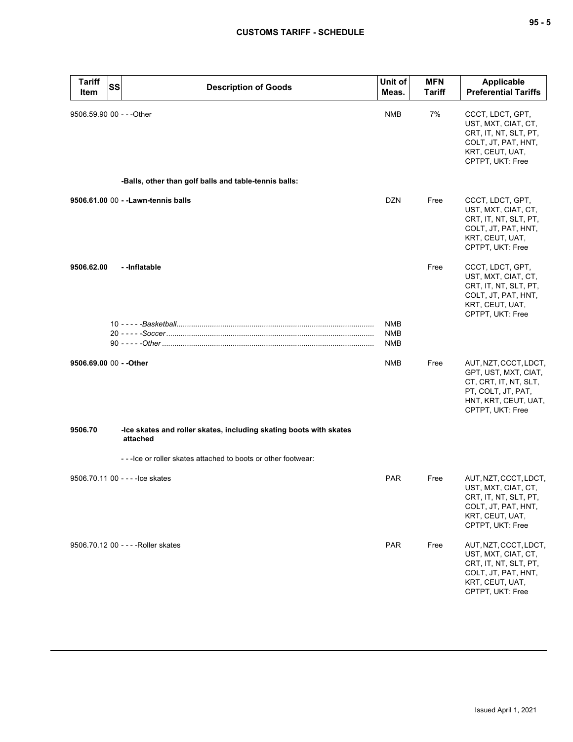| Tariff Item | SS | Description of Goods | Unit of Meas. | MFN Tariff | Applicable Preferential Tariffs |
|---|---|---|---|---|---|
| 9506.59.90 | 00 | - - -Other | NMB | 7% | CCCT, LDCT, GPT, UST, MXT, CIAT, CT, CRT, IT, NT, SLT, PT, COLT, JT, PAT, HNT, KRT, CEUT, UAT, CPTPT, UKT: Free |
| | | **-Balls, other than golf balls and table-tennis balls:** | | | |
| **9506.61.00** | 00 | **- -Lawn-tennis balls** | DZN | Free | CCCT, LDCT, GPT, UST, MXT, CIAT, CT, CRT, IT, NT, SLT, PT, COLT, JT, PAT, HNT, KRT, CEUT, UAT, CPTPT, UKT: Free |
| **9506.62.00** | | **- -Inflatable** | | Free | CCCT, LDCT, GPT, UST, MXT, CIAT, CT, CRT, IT, NT, SLT, PT, COLT, JT, PAT, HNT, KRT, CEUT, UAT, CPTPT, UKT: Free |
| | 10 | - - - - -*Basketball* | NMB | | |
| | 20 | - - - - -*Soccer* | NMB | | |
| | 90 | - - - - -*Other* | NMB | | |
| **9506.69.00** | 00 | **- -Other** | NMB | Free | AUT, NZT, CCCT, LDCT, GPT, UST, MXT, CIAT, CT, CRT, IT, NT, SLT, PT, COLT, JT, PAT, HNT, KRT, CEUT, UAT, CPTPT, UKT: Free |
| **9506.70** | | **-Ice skates and roller skates, including skating boots with skates attached** | | | |
| | | - - -Ice or roller skates attached to boots or other footwear: | | | |
| 9506.70.11 | 00 | - - - -Ice skates | PAR | Free | AUT, NZT, CCCT, LDCT, UST, MXT, CIAT, CT, CRT, IT, NT, SLT, PT, COLT, JT, PAT, HNT, KRT, CEUT, UAT, CPTPT, UKT: Free |
| 9506.70.12 | 00 | - - - -Roller skates | PAR | Free | AUT, NZT, CCCT, LDCT, UST, MXT, CIAT, CT, CRT, IT, NT, SLT, PT, COLT, JT, PAT, HNT, KRT, CEUT, UAT, CPTPT, UKT: Free |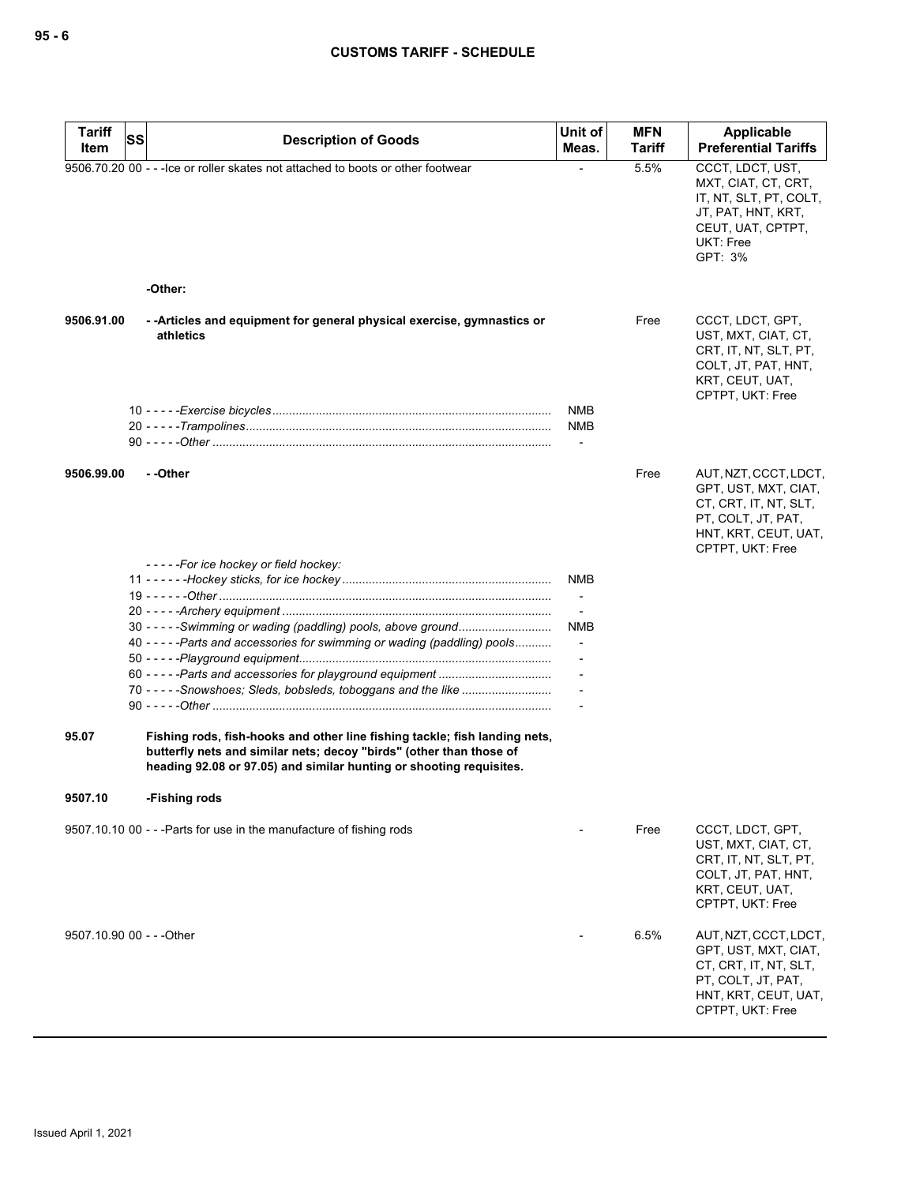| Tariff Item | SS | Description of Goods | Unit of Meas. | MFN Tariff | Applicable Preferential Tariffs |
|---|---|---|---|---|---|
| 9506.70.20 | 00 | - - -Ice or roller skates not attached to boots or other footwear | - | 5.5% | CCCT, LDCT, UST, MXT, CIAT, CT, CRT, IT, NT, SLT, PT, COLT, JT, PAT, HNT, KRT, CEUT, UAT, CPTPT, UKT: Free<br>GPT: 3% |
| | | -Other: | | | |
| 9506.91.00 | | - -Articles and equipment for general physical exercise, gymnastics or athletics | | Free | CCCT, LDCT, GPT, UST, MXT, CIAT, CRT, IT, NT, SLT, PT, COLT, JT, PAT, HNT, KRT, CEUT, UAT, CPTPT, UKT: Free |
| | 10 | - - - - -*Exercise bicycles* | NMB | | |
| | 20 | - - - - -*Trampolines* | NMB | | |
| | 90 | - - - - -*Other* | - | | |
| 9506.99.00 | | - -Other | | Free | AUT, NZT, CCCT, LDCT, GPT, UST, MXT, CIAT, CT, CRT, IT, NT, SLT, PT, COLT, JT, PAT, HNT, KRT, CEUT, UAT, CPTPT, UKT: Free |
| | | - - - - -*For ice hockey or field hockey:* | | | |
| | 11 | - - - - - -*Hockey sticks, for ice hockey* | NMB | | |
| | 19 | - - - - - -*Other* | - | | |
| | 20 | - - - - -*Archery equipment* | - | | |
| | 30 | - - - - -*Swimming or wading (paddling) pools, above ground* | NMB | | |
| | 40 | - - - - -*Parts and accessories for swimming or wading (paddling) pools* | - | | |
| | 50 | - - - - -*Playground equipment* | - | | |
| | 60 | - - - - -*Parts and accessories for playground equipment* | - | | |
| | 70 | - - - - -*Snowshoes; Sleds, bobsleds, toboggans and the like* | - | | |
| | 90 | - - - - -*Other* | - | | |
| 95.07 | | **Fishing rods, fish-hooks and other line fishing tackle; fish landing nets, butterfly nets and similar nets; decoy "birds" (other than those of heading 92.08 or 97.05) and similar hunting or shooting requisites.** | | | |
| 9507.10 | | **-Fishing rods** | | | |
| 9507.10.10 | 00 | - - -Parts for use in the manufacture of fishing rods | - | Free | CCCT, LDCT, GPT, UST, MXT, CIAT, CT, CRT, IT, NT, SLT, PT, COLT, JT, PAT, HNT, KRT, CEUT, UAT, CPTPT, UKT: Free |
| 9507.10.90 | 00 | - - -Other | - | 6.5% | AUT, NZT, CCCT, LDCT, GPT, UST, MXT, CIAT, CT, CRT, IT, NT, SLT, PT, COLT, JT, PAT, HNT, KRT, CEUT, UAT, CPTPT, UKT: Free |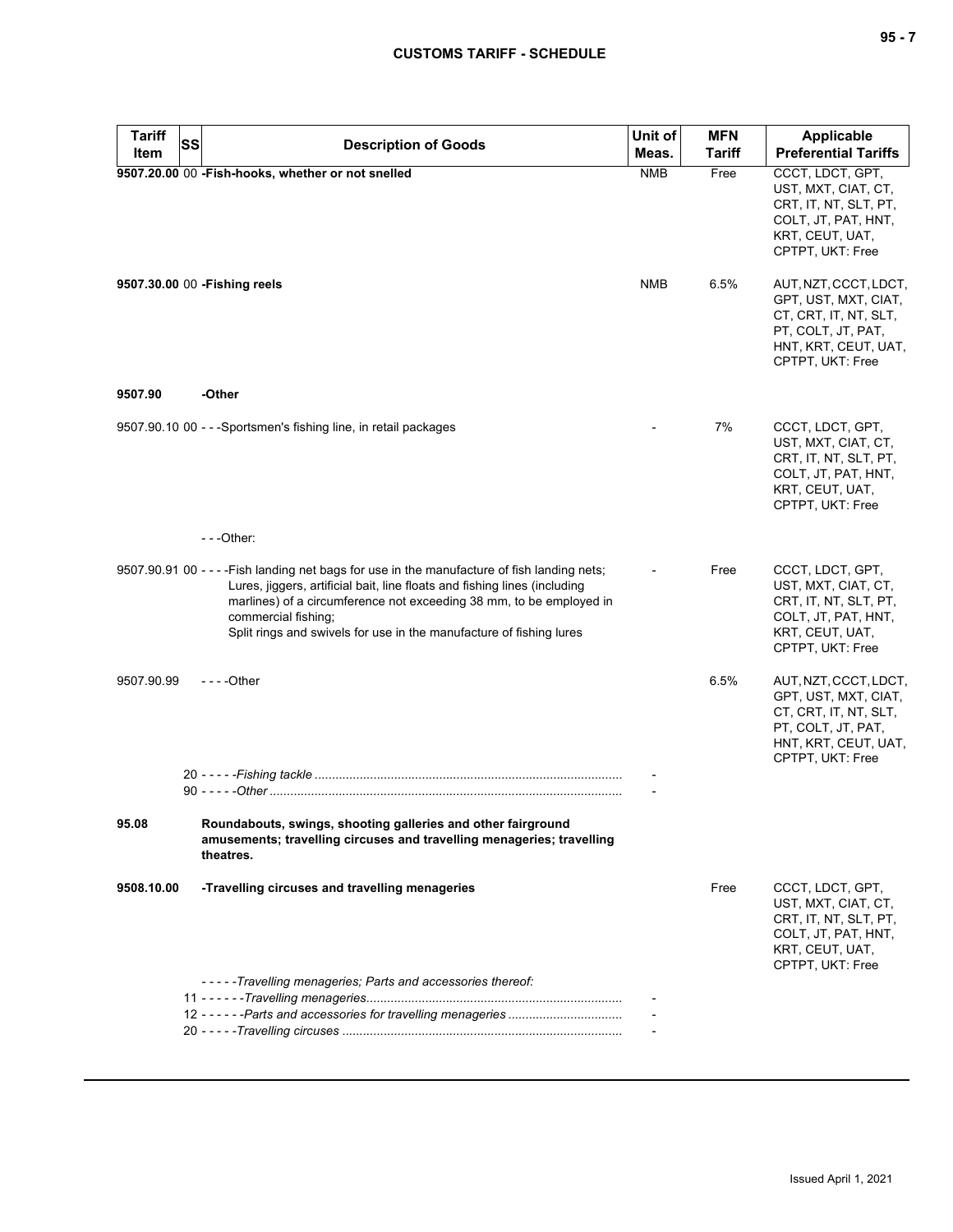| Tariff Item | SS | Description of Goods | Unit of Meas. | MFN Tariff | Applicable Preferential Tariffs |
|---|---|---|---|---|---|
| **9507.20.00** | 00 | **-Fish-hooks, whether or not snelled** | NMB | Free | CCCT, LDCT, GPT, UST, MXT, CIAT, CT, CRT, IT, NT, SLT, PT, COLT, JT, PAT, HNT, KRT, CEUT, UAT, CPTPT, UKT: Free |
| **9507.30.00** | 00 | **-Fishing reels** | NMB | 6.5% | AUT, NZT, CCCT, LDCT, GPT, UST, MXT, CIAT, CT, CRT, IT, NT, SLT, PT, COLT, JT, PAT, HNT, KRT, CEUT, UAT, CPTPT, UKT: Free |
| **9507.90** | | **-Other** | | | |
| 9507.90.10 | 00 | - - -Sportsmen's fishing line, in retail packages | - | 7% | CCCT, LDCT, GPT, UST, MXT, CIAT, CT, CRT, IT, NT, SLT, PT, COLT, JT, PAT, HNT, KRT, CEUT, UAT, CPTPT, UKT: Free |
| | | - - -Other: | | | |
| 9507.90.91 | 00 | - - - -Fish landing net bags for use in the manufacture of fish landing nets;<br>Lures, jiggers, artificial bait, line floats and fishing lines (including marlines) of a circumference not exceeding 38 mm, to be employed in commercial fishing;<br>Split rings and swivels for use in the manufacture of fishing lures | - | Free | CCCT, LDCT, GPT, UST, MXT, CIAT, CT, CRT, IT, NT, SLT, PT, COLT, JT, PAT, HNT, KRT, CEUT, UAT, CPTPT, UKT: Free |
| 9507.90.99 | | - - - -Other | | 6.5% | AUT, NZT, CCCT, LDCT, GPT, UST, MXT, CIAT, CT, CRT, IT, NT, SLT, PT, COLT, JT, PAT, HNT, KRT, CEUT, UAT, CPTPT, UKT: Free |
| | 20 | - - - - -*Fishing tackle* | - | | |
| | 90 | - - - - -*Other* | - | | |
| **95.08** | | **Roundabouts, swings, shooting galleries and other fairground amusements; travelling circuses and travelling menageries; travelling theatres.** | | | |
| **9508.10.00** | | **-Travelling circuses and travelling menageries** | | Free | CCCT, LDCT, GPT, UST, MXT, CIAT, CT, CRT, IT, NT, SLT, PT, COLT, JT, PAT, HNT, KRT, CEUT, UAT, CPTPT, UKT: Free |
| | | - - - - -*Travelling menageries; Parts and accessories thereof:* | | | |
| | 11 | - - - - - -*Travelling menageries* | - | | |
| | 12 | - - - - - -*Parts and accessories for travelling menageries* | - | | |
| | 20 | - - - - -*Travelling circuses* | - | | |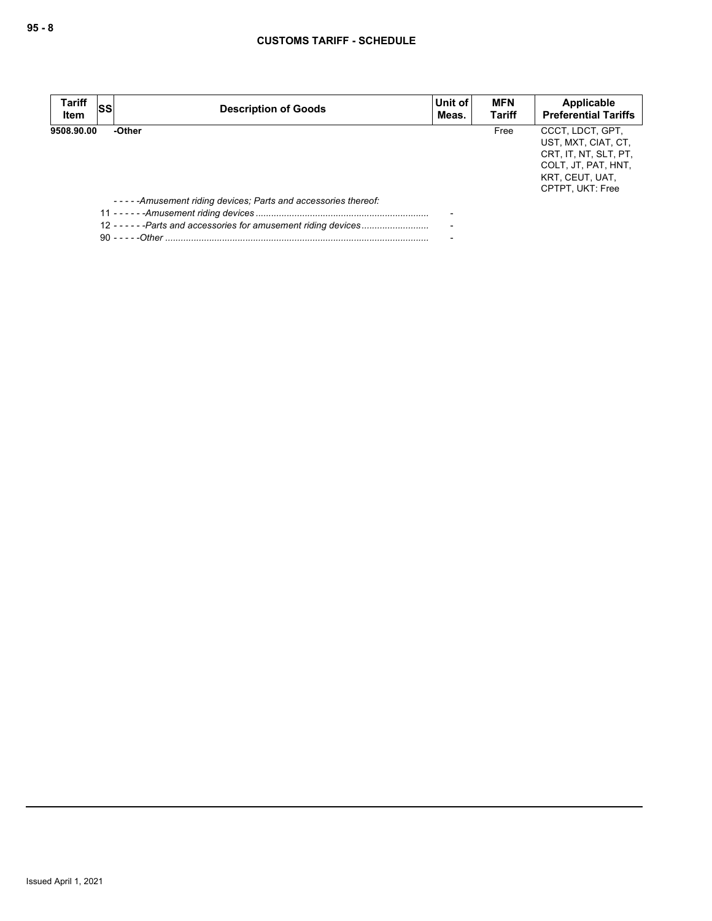| Tariff Item | SS | Description of Goods | Unit of Meas. | MFN Tariff | Applicable Preferential Tariffs |
|---|---|---|---|---|---|
| 9508.90.00 | | -Other | | Free | CCCT, LDCT, GPT, UST, MXT, CIAT, CT, CRT, IT, NT, SLT, PT, COLT, JT, PAT, HNT, KRT, CEUT, UAT, CPTPT, UKT: Free |
| | | *- - - - -Amusement riding devices; Parts and accessories thereof:* | | | |
| | 11 | *- - - - - -Amusement riding devices* | - | | |
| | 12 | *- - - - - -Parts and accessories for amusement riding devices* | - | | |
| | 90 | *- - - - -Other* | - | | |